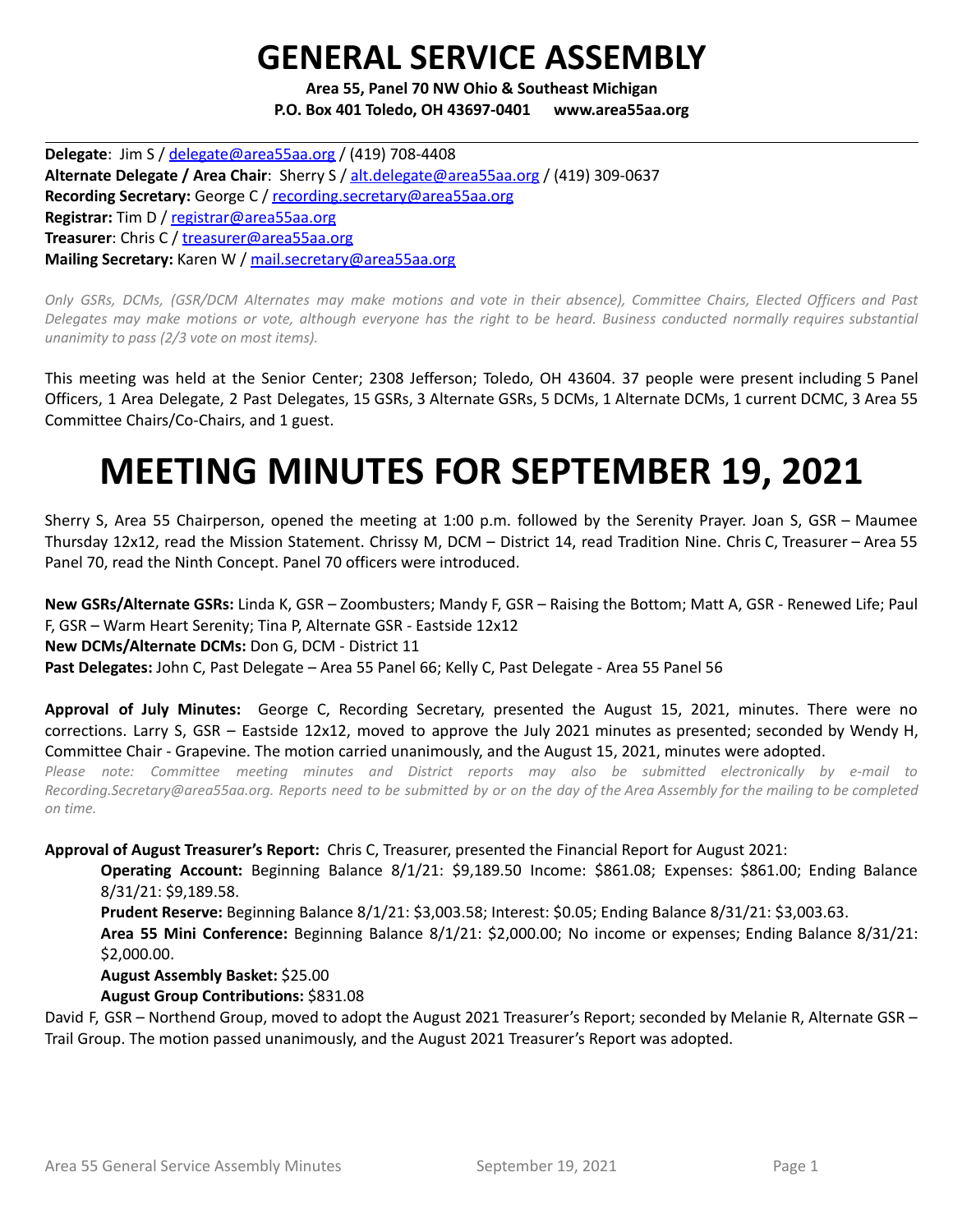# GENERAL SERVICE ASSEMBLY

**Area 55, Panel 70 NW Ohio & Southeast Michigan**
**P.O. Box 401 Toledo, OH 43697-0401 www.area55aa.org**

---

**Delegate**: Jim S / delegate@area55aa.org / (419) 708-4408
**Alternate Delegate / Area Chair**: Sherry S / alt.delegate@area55aa.org / (419) 309-0637
**Recording Secretary:** George C / recording.secretary@area55aa.org
**Registrar:** Tim D / registrar@area55aa.org
**Treasurer**: Chris C / treasurer@area55aa.org
**Mailing Secretary:** Karen W / mail.secretary@area55aa.org

*Only GSRs, DCMs, (GSR/DCM Alternates may make motions and vote in their absence), Committee Chairs, Elected Officers and Past Delegates may make motions or vote, although everyone has the right to be heard. Business conducted normally requires substantial unanimity to pass (2/3 vote on most items).*

This meeting was held at the Senior Center; 2308 Jefferson; Toledo, OH 43604. 37 people were present including 5 Panel Officers, 1 Area Delegate, 2 Past Delegates, 15 GSRs, 3 Alternate GSRs, 5 DCMs, 1 Alternate DCMs, 1 current DCMC, 3 Area 55 Committee Chairs/Co-Chairs, and 1 guest.

# MEETING MINUTES FOR SEPTEMBER 19, 2021

Sherry S, Area 55 Chairperson, opened the meeting at 1:00 p.m. followed by the Serenity Prayer. Joan S, GSR – Maumee Thursday 12x12, read the Mission Statement. Chrissy M, DCM – District 14, read Tradition Nine. Chris C, Treasurer – Area 55 Panel 70, read the Ninth Concept. Panel 70 officers were introduced.

**New GSRs/Alternate GSRs:** Linda K, GSR – Zoombusters; Mandy F, GSR – Raising the Bottom; Matt A, GSR - Renewed Life; Paul F, GSR – Warm Heart Serenity; Tina P, Alternate GSR - Eastside 12x12
**New DCMs/Alternate DCMs:** Don G, DCM - District 11
**Past Delegates:** John C, Past Delegate – Area 55 Panel 66; Kelly C, Past Delegate - Area 55 Panel 56

**Approval of July Minutes:** George C, Recording Secretary, presented the August 15, 2021, minutes. There were no corrections. Larry S, GSR – Eastside 12x12, moved to approve the July 2021 minutes as presented; seconded by Wendy H, Committee Chair - Grapevine. The motion carried unanimously, and the August 15, 2021, minutes were adopted.
*Please note: Committee meeting minutes and District reports may also be submitted electronically by e-mail to Recording.Secretary@area55aa.org. Reports need to be submitted by or on the day of the Area Assembly for the mailing to be completed on time.*

**Approval of August Treasurer's Report:** Chris C, Treasurer, presented the Financial Report for August 2021:

> **Operating Account:** Beginning Balance 8/1/21: $9,189.50 Income: $861.08; Expenses: $861.00; Ending Balance 8/31/21: $9,189.58.
> **Prudent Reserve:** Beginning Balance 8/1/21: $3,003.58; Interest: $0.05; Ending Balance 8/31/21: $3,003.63.
> **Area 55 Mini Conference:** Beginning Balance 8/1/21: $2,000.00; No income or expenses; Ending Balance 8/31/21: $2,000.00.
> **August Assembly Basket:** $25.00
> **August Group Contributions:** $831.08

David F, GSR – Northend Group, moved to adopt the August 2021 Treasurer's Report; seconded by Melanie R, Alternate GSR – Trail Group. The motion passed unanimously, and the August 2021 Treasurer's Report was adopted.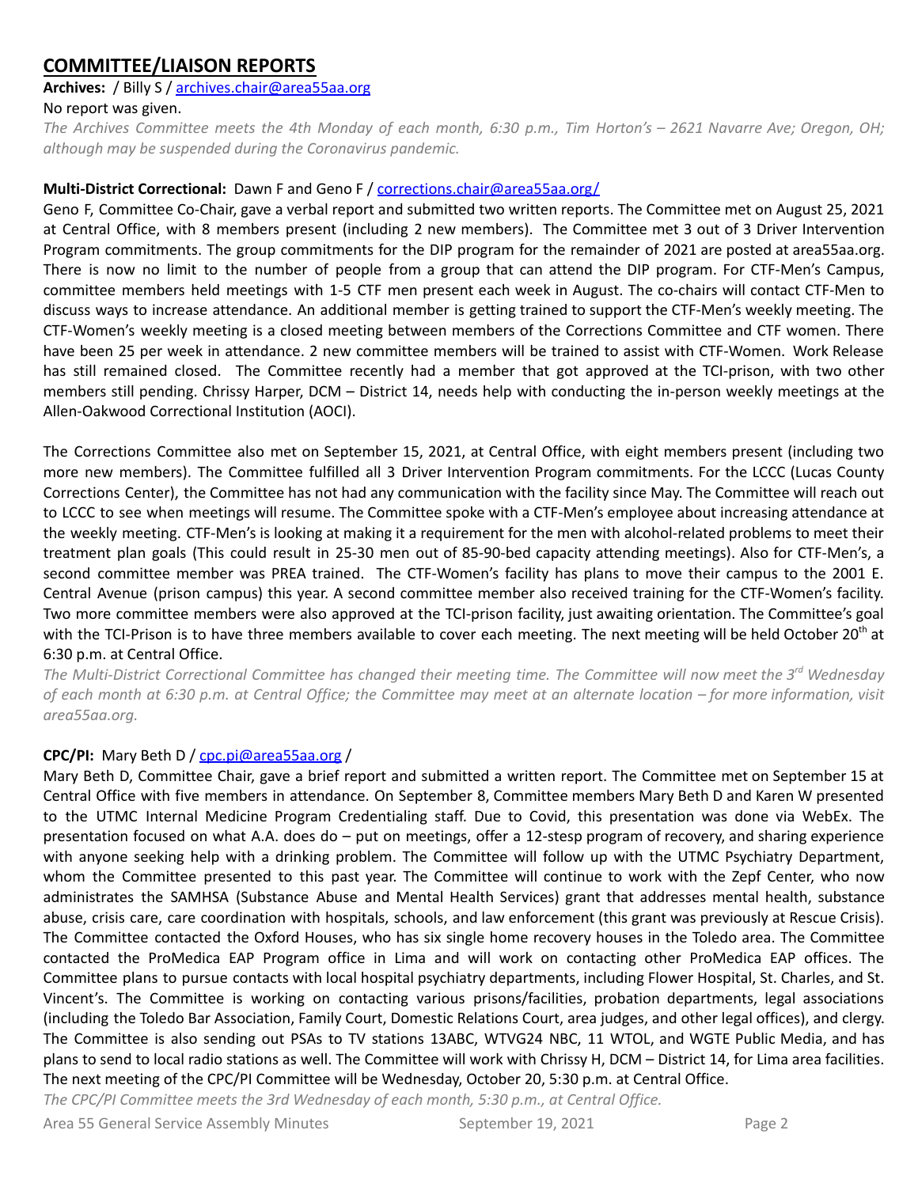## COMMITTEE/LIAISON REPORTS

**Archives:** / Billy S / archives.chair@area55aa.org

No report was given.

*The Archives Committee meets the 4th Monday of each month, 6:30 p.m., Tim Horton's – 2621 Navarre Ave; Oregon, OH; although may be suspended during the Coronavirus pandemic.*

**Multi-District Correctional:** Dawn F and Geno F / corrections.chair@area55aa.org/

Geno F, Committee Co-Chair, gave a verbal report and submitted two written reports. The Committee met on August 25, 2021 at Central Office, with 8 members present (including 2 new members). The Committee met 3 out of 3 Driver Intervention Program commitments. The group commitments for the DIP program for the remainder of 2021 are posted at area55aa.org. There is now no limit to the number of people from a group that can attend the DIP program. For CTF-Men's Campus, committee members held meetings with 1-5 CTF men present each week in August. The co-chairs will contact CTF-Men to discuss ways to increase attendance. An additional member is getting trained to support the CTF-Men's weekly meeting. The CTF-Women's weekly meeting is a closed meeting between members of the Corrections Committee and CTF women. There have been 25 per week in attendance. 2 new committee members will be trained to assist with CTF-Women. Work Release has still remained closed. The Committee recently had a member that got approved at the TCI-prison, with two other members still pending. Chrissy Harper, DCM – District 14, needs help with conducting the in-person weekly meetings at the Allen-Oakwood Correctional Institution (AOCI).

The Corrections Committee also met on September 15, 2021, at Central Office, with eight members present (including two more new members). The Committee fulfilled all 3 Driver Intervention Program commitments. For the LCCC (Lucas County Corrections Center), the Committee has not had any communication with the facility since May. The Committee will reach out to LCCC to see when meetings will resume. The Committee spoke with a CTF-Men's employee about increasing attendance at the weekly meeting. CTF-Men's is looking at making it a requirement for the men with alcohol-related problems to meet their treatment plan goals (This could result in 25-30 men out of 85-90-bed capacity attending meetings). Also for CTF-Men's, a second committee member was PREA trained. The CTF-Women's facility has plans to move their campus to the 2001 E. Central Avenue (prison campus) this year. A second committee member also received training for the CTF-Women's facility. Two more committee members were also approved at the TCI-prison facility, just awaiting orientation. The Committee's goal with the TCI-Prison is to have three members available to cover each meeting. The next meeting will be held October 20th at 6:30 p.m. at Central Office.

*The Multi-District Correctional Committee has changed their meeting time. The Committee will now meet the 3rd Wednesday of each month at 6:30 p.m. at Central Office; the Committee may meet at an alternate location – for more information, visit area55aa.org.*

**CPC/PI:** Mary Beth D / cpc.pi@area55aa.org /

Mary Beth D, Committee Chair, gave a brief report and submitted a written report. The Committee met on September 15 at Central Office with five members in attendance. On September 8, Committee members Mary Beth D and Karen W presented to the UTMC Internal Medicine Program Credentialing staff. Due to Covid, this presentation was done via WebEx. The presentation focused on what A.A. does do – put on meetings, offer a 12-stesp program of recovery, and sharing experience with anyone seeking help with a drinking problem. The Committee will follow up with the UTMC Psychiatry Department, whom the Committee presented to this past year. The Committee will continue to work with the Zepf Center, who now administrates the SAMHSA (Substance Abuse and Mental Health Services) grant that addresses mental health, substance abuse, crisis care, care coordination with hospitals, schools, and law enforcement (this grant was previously at Rescue Crisis). The Committee contacted the Oxford Houses, who has six single home recovery houses in the Toledo area. The Committee contacted the ProMedica EAP Program office in Lima and will work on contacting other ProMedica EAP offices. The Committee plans to pursue contacts with local hospital psychiatry departments, including Flower Hospital, St. Charles, and St. Vincent's. The Committee is working on contacting various prisons/facilities, probation departments, legal associations (including the Toledo Bar Association, Family Court, Domestic Relations Court, area judges, and other legal offices), and clergy. The Committee is also sending out PSAs to TV stations 13ABC, WTVG24 NBC, 11 WTOL, and WGTE Public Media, and has plans to send to local radio stations as well. The Committee will work with Chrissy H, DCM – District 14, for Lima area facilities. The next meeting of the CPC/PI Committee will be Wednesday, October 20, 5:30 p.m. at Central Office.

*The CPC/PI Committee meets the 3rd Wednesday of each month, 5:30 p.m., at Central Office.*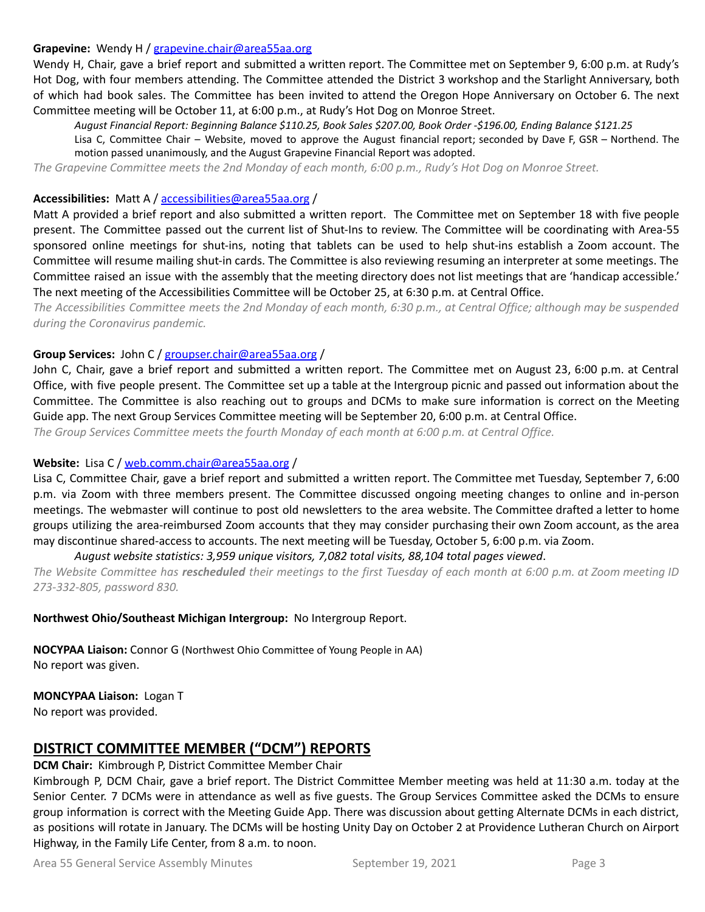**Grapevine:** Wendy H / grapevine.chair@area55aa.org

Wendy H, Chair, gave a brief report and submitted a written report. The Committee met on September 9, 6:00 p.m. at Rudy's Hot Dog, with four members attending. The Committee attended the District 3 workshop and the Starlight Anniversary, both of which had book sales. The Committee has been invited to attend the Oregon Hope Anniversary on October 6. The next Committee meeting will be October 11, at 6:00 p.m., at Rudy's Hot Dog on Monroe Street.

> *August Financial Report: Beginning Balance $110.25, Book Sales $207.00, Book Order -$196.00, Ending Balance $121.25*
>
> Lisa C, Committee Chair – Website, moved to approve the August financial report; seconded by Dave F, GSR – Northend. The motion passed unanimously, and the August Grapevine Financial Report was adopted.

*The Grapevine Committee meets the 2nd Monday of each month, 6:00 p.m., Rudy's Hot Dog on Monroe Street.*

**Accessibilities:** Matt A / accessibilities@area55aa.org /

Matt A provided a brief report and also submitted a written report. The Committee met on September 18 with five people present. The Committee passed out the current list of Shut-Ins to review. The Committee will be coordinating with Area-55 sponsored online meetings for shut-ins, noting that tablets can be used to help shut-ins establish a Zoom account. The Committee will resume mailing shut-in cards. The Committee is also reviewing resuming an interpreter at some meetings. The Committee raised an issue with the assembly that the meeting directory does not list meetings that are 'handicap accessible.' The next meeting of the Accessibilities Committee will be October 25, at 6:30 p.m. at Central Office.

*The Accessibilities Committee meets the 2nd Monday of each month, 6:30 p.m., at Central Office; although may be suspended during the Coronavirus pandemic.*

**Group Services:** John C / groupser.chair@area55aa.org /

John C, Chair, gave a brief report and submitted a written report. The Committee met on August 23, 6:00 p.m. at Central Office, with five people present. The Committee set up a table at the Intergroup picnic and passed out information about the Committee. The Committee is also reaching out to groups and DCMs to make sure information is correct on the Meeting Guide app. The next Group Services Committee meeting will be September 20, 6:00 p.m. at Central Office.

*The Group Services Committee meets the fourth Monday of each month at 6:00 p.m. at Central Office.*

**Website:** Lisa C / web.comm.chair@area55aa.org /

Lisa C, Committee Chair, gave a brief report and submitted a written report. The Committee met Tuesday, September 7, 6:00 p.m. via Zoom with three members present. The Committee discussed ongoing meeting changes to online and in-person meetings. The webmaster will continue to post old newsletters to the area website. The Committee drafted a letter to home groups utilizing the area-reimbursed Zoom accounts that they may consider purchasing their own Zoom account, as the area may discontinue shared-access to accounts. The next meeting will be Tuesday, October 5, 6:00 p.m. via Zoom.

> *August website statistics: 3,959 unique visitors, 7,082 total visits, 88,104 total pages viewed*.

*The Website Committee has **rescheduled** their meetings to the first Tuesday of each month at 6:00 p.m. at Zoom meeting ID 273-332-805, password 830.*

**Northwest Ohio/Southeast Michigan Intergroup:** No Intergroup Report.

**NOCYPAA Liaison:** Connor G (Northwest Ohio Committee of Young People in AA)
No report was given.

**MONCYPAA Liaison:** Logan T
No report was provided.

## DISTRICT COMMITTEE MEMBER ("DCM") REPORTS

**DCM Chair:** Kimbrough P, District Committee Member Chair

Kimbrough P, DCM Chair, gave a brief report. The District Committee Member meeting was held at 11:30 a.m. today at the Senior Center. 7 DCMs were in attendance as well as five guests. The Group Services Committee asked the DCMs to ensure group information is correct with the Meeting Guide App. There was discussion about getting Alternate DCMs in each district, as positions will rotate in January. The DCMs will be hosting Unity Day on October 2 at Providence Lutheran Church on Airport Highway, in the Family Life Center, from 8 a.m. to noon.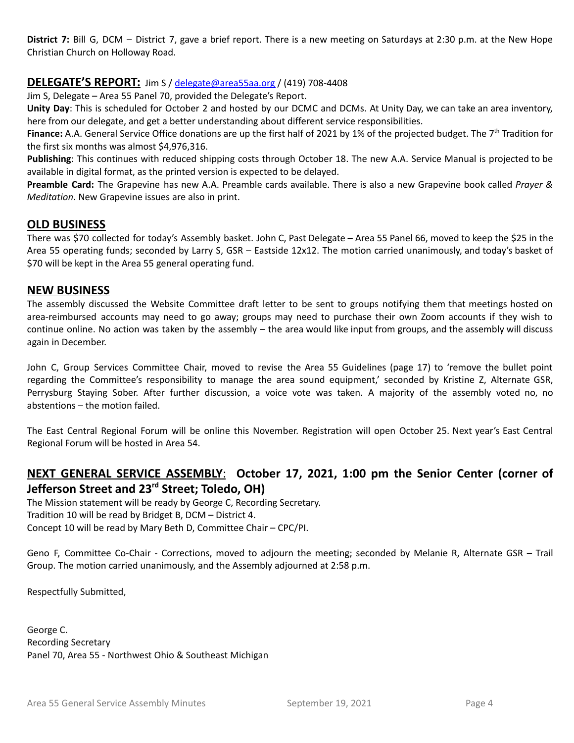**District 7:** Bill G, DCM – District 7, gave a brief report. There is a new meeting on Saturdays at 2:30 p.m. at the New Hope Christian Church on Holloway Road.

## DELEGATE'S REPORT: Jim S / delegate@area55aa.org / (419) 708-4408

Jim S, Delegate – Area 55 Panel 70, provided the Delegate's Report.

**Unity Day**: This is scheduled for October 2 and hosted by our DCMC and DCMs. At Unity Day, we can take an area inventory, here from our delegate, and get a better understanding about different service responsibilities.

**Finance:** A.A. General Service Office donations are up the first half of 2021 by 1% of the projected budget. The 7th Tradition for the first six months was almost $4,976,316.

**Publishing**: This continues with reduced shipping costs through October 18. The new A.A. Service Manual is projected to be available in digital format, as the printed version is expected to be delayed.

**Preamble Card:** The Grapevine has new A.A. Preamble cards available. There is also a new Grapevine book called *Prayer & Meditation*. New Grapevine issues are also in print.

## OLD BUSINESS

There was $70 collected for today's Assembly basket. John C, Past Delegate – Area 55 Panel 66, moved to keep the $25 in the Area 55 operating funds; seconded by Larry S, GSR – Eastside 12x12. The motion carried unanimously, and today's basket of $70 will be kept in the Area 55 general operating fund.

## NEW BUSINESS

The assembly discussed the Website Committee draft letter to be sent to groups notifying them that meetings hosted on area-reimbursed accounts may need to go away; groups may need to purchase their own Zoom accounts if they wish to continue online. No action was taken by the assembly – the area would like input from groups, and the assembly will discuss again in December.

John C, Group Services Committee Chair, moved to revise the Area 55 Guidelines (page 17) to 'remove the bullet point regarding the Committee's responsibility to manage the area sound equipment,' seconded by Kristine Z, Alternate GSR, Perrysburg Staying Sober. After further discussion, a voice vote was taken. A majority of the assembly voted no, no abstentions – the motion failed.

The East Central Regional Forum will be online this November. Registration will open October 25. Next year's East Central Regional Forum will be hosted in Area 54.

## NEXT GENERAL SERVICE ASSEMBLY: October 17, 2021, 1:00 pm the Senior Center (corner of Jefferson Street and 23rd Street; Toledo, OH)

The Mission statement will be ready by George C, Recording Secretary.
Tradition 10 will be read by Bridget B, DCM – District 4.
Concept 10 will be read by Mary Beth D, Committee Chair – CPC/PI.

Geno F, Committee Co-Chair - Corrections, moved to adjourn the meeting; seconded by Melanie R, Alternate GSR – Trail Group. The motion carried unanimously, and the Assembly adjourned at 2:58 p.m.

Respectfully Submitted,

George C.
Recording Secretary
Panel 70, Area 55 - Northwest Ohio & Southeast Michigan